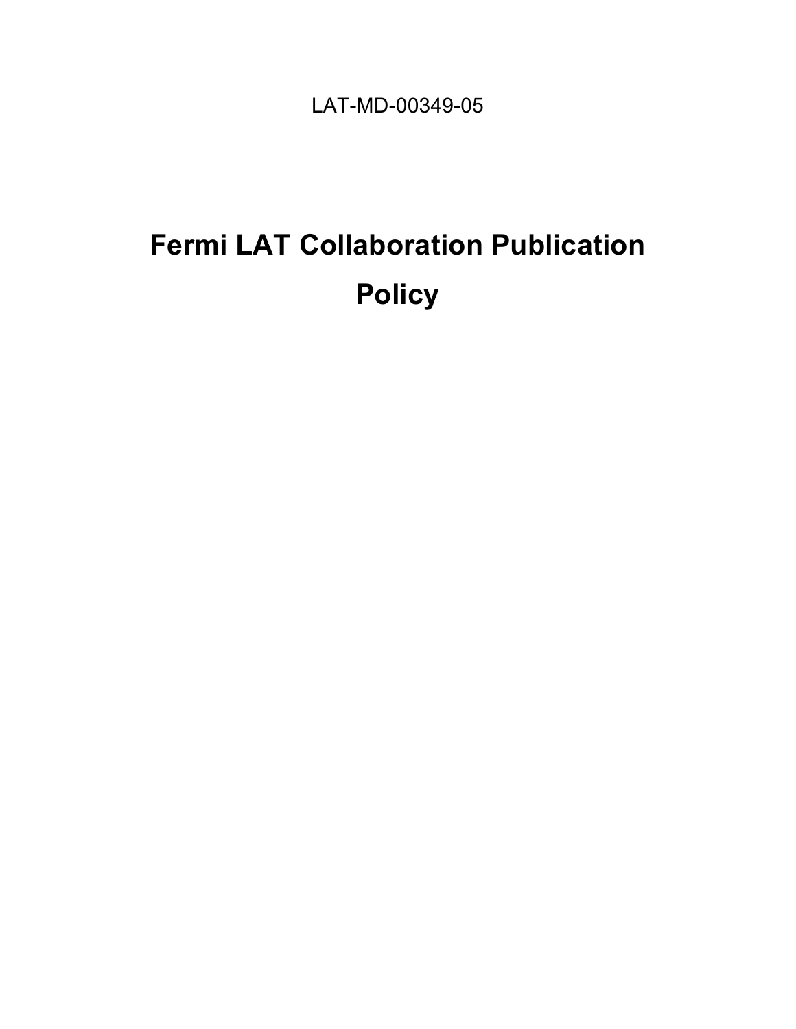LAT-MD-00349-05

# Fermi LAT Collaboration Publication Policy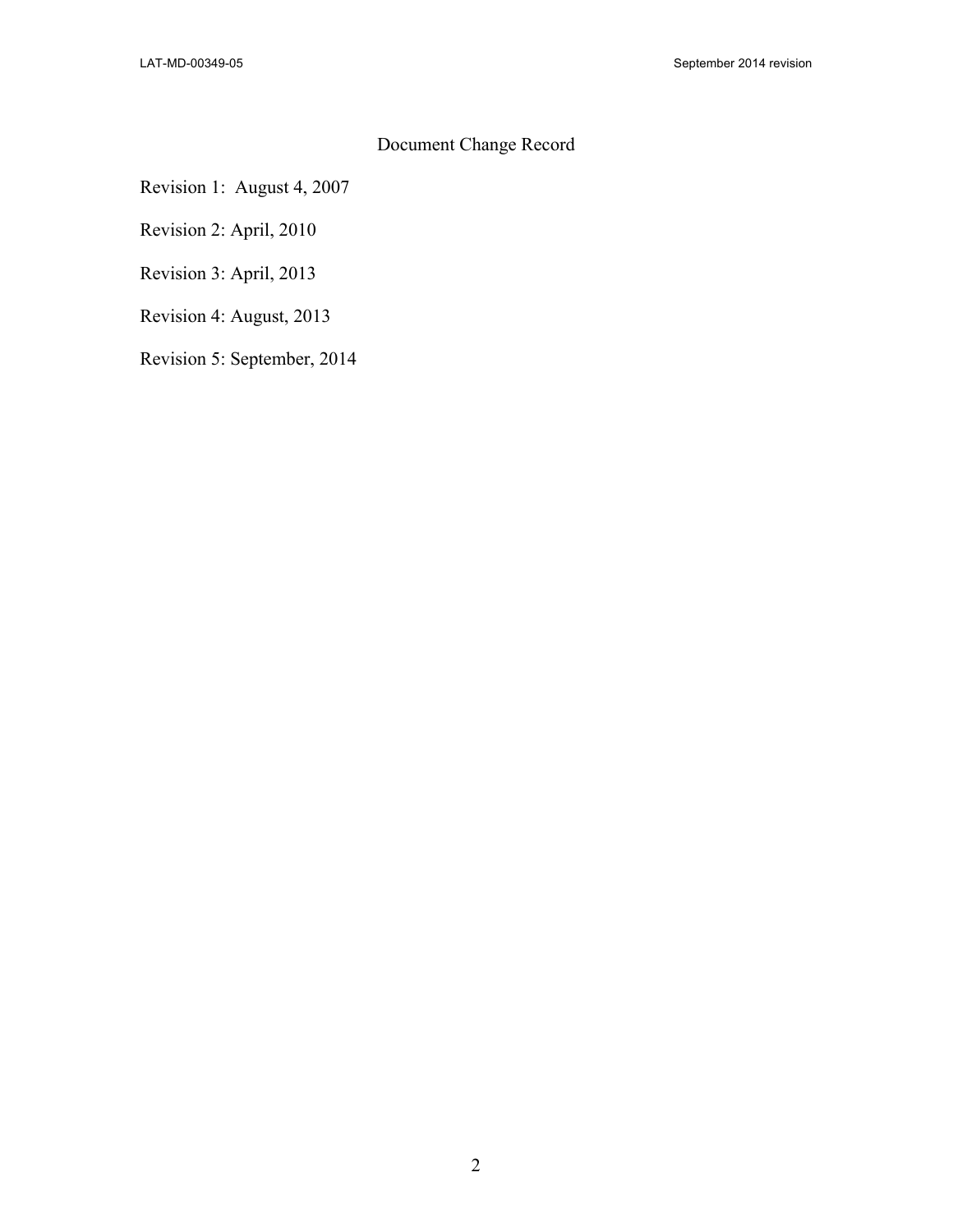# Document Change Record

Revision 1: August 4, 2007

Revision 2: April, 2010

Revision 3: April, 2013

Revision 4: August, 2013

Revision 5: September, 2014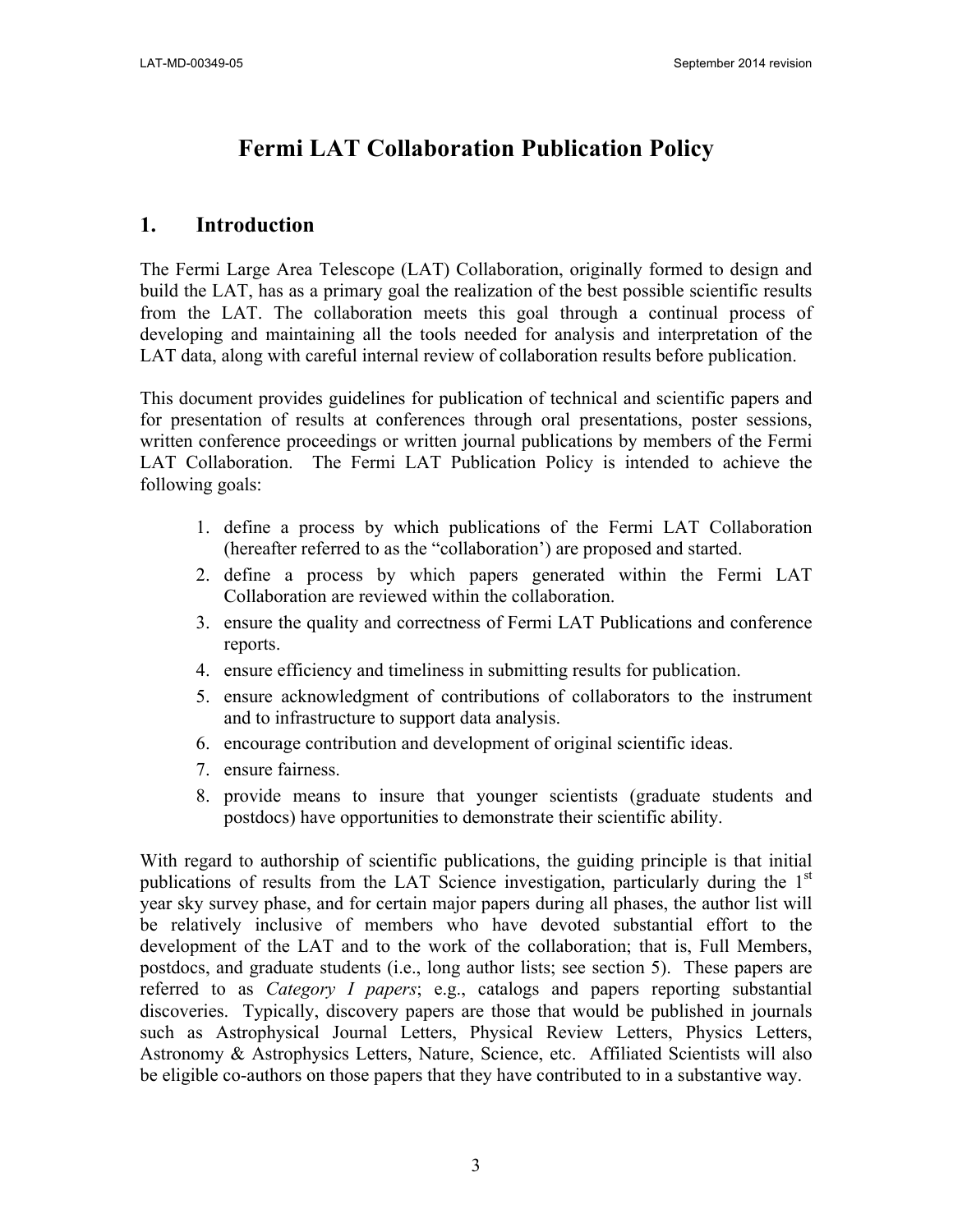# Fermi LAT Collaboration Publication Policy

## 1. Introduction

The Fermi Large Area Telescope (LAT) Collaboration, originally formed to design and build the LAT, has as a primary goal the realization of the best possible scientific results from the LAT. The collaboration meets this goal through a continual process of developing and maintaining all the tools needed for analysis and interpretation of the LAT data, along with careful internal review of collaboration results before publication.

This document provides guidelines for publication of technical and scientific papers and for presentation of results at conferences through oral presentations, poster sessions, written conference proceedings or written journal publications by members of the Fermi LAT Collaboration. The Fermi LAT Publication Policy is intended to achieve the following goals:

1. define a process by which publications of the Fermi LAT Collaboration (hereafter referred to as the "collaboration') are proposed and started.
2. define a process by which papers generated within the Fermi LAT Collaboration are reviewed within the collaboration.
3. ensure the quality and correctness of Fermi LAT Publications and conference reports.
4. ensure efficiency and timeliness in submitting results for publication.
5. ensure acknowledgment of contributions of collaborators to the instrument and to infrastructure to support data analysis.
6. encourage contribution and development of original scientific ideas.
7. ensure fairness.
8. provide means to insure that younger scientists (graduate students and postdocs) have opportunities to demonstrate their scientific ability.

With regard to authorship of scientific publications, the guiding principle is that initial publications of results from the LAT Science investigation, particularly during the 1st year sky survey phase, and for certain major papers during all phases, the author list will be relatively inclusive of members who have devoted substantial effort to the development of the LAT and to the work of the collaboration; that is, Full Members, postdocs, and graduate students (i.e., long author lists; see section 5). These papers are referred to as *Category I papers*; e.g., catalogs and papers reporting substantial discoveries. Typically, discovery papers are those that would be published in journals such as Astrophysical Journal Letters, Physical Review Letters, Physics Letters, Astronomy & Astrophysics Letters, Nature, Science, etc. Affiliated Scientists will also be eligible co-authors on those papers that they have contributed to in a substantive way.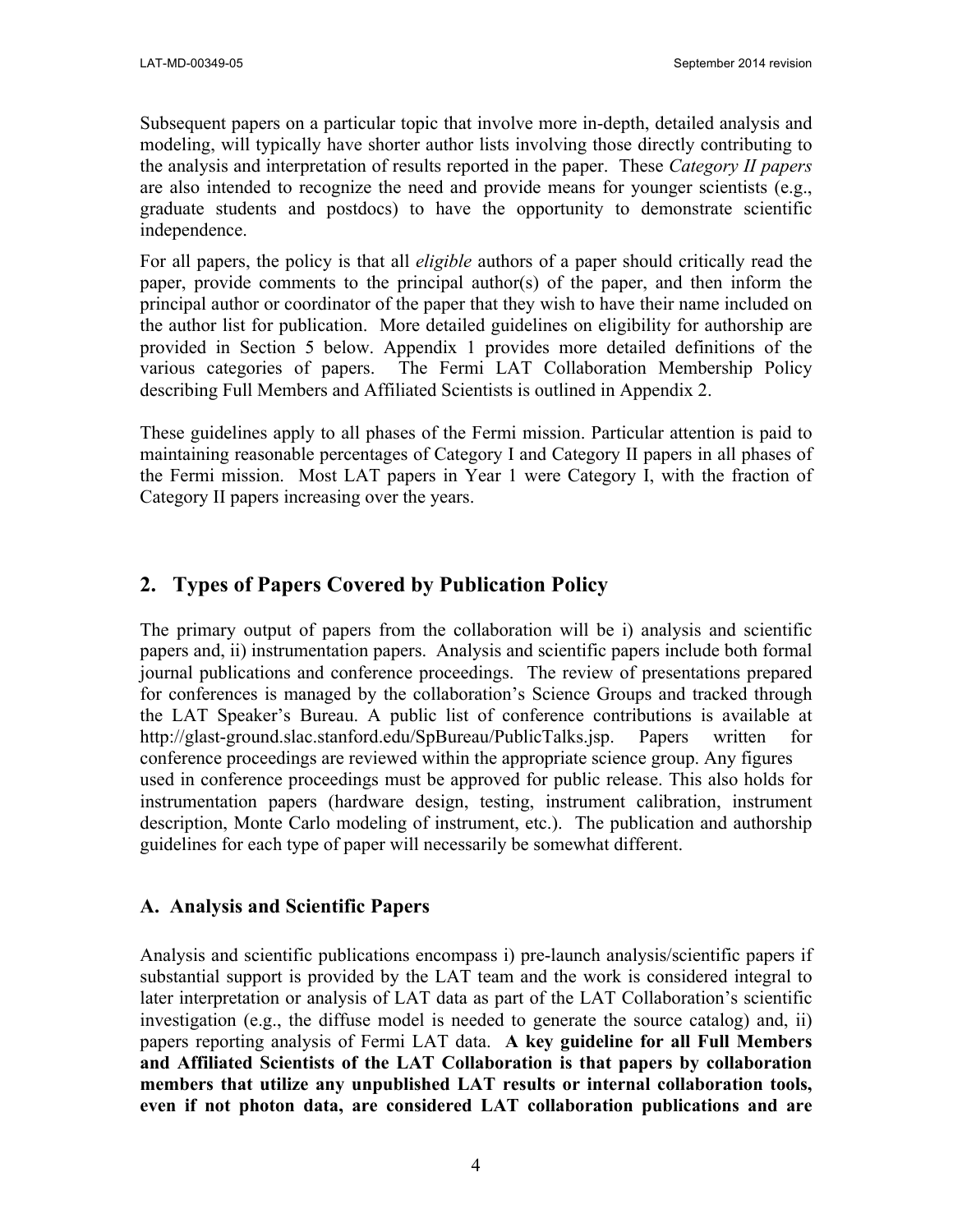Subsequent papers on a particular topic that involve more in-depth, detailed analysis and modeling, will typically have shorter author lists involving those directly contributing to the analysis and interpretation of results reported in the paper. These *Category II papers* are also intended to recognize the need and provide means for younger scientists (e.g., graduate students and postdocs) to have the opportunity to demonstrate scientific independence.

For all papers, the policy is that all *eligible* authors of a paper should critically read the paper, provide comments to the principal author(s) of the paper, and then inform the principal author or coordinator of the paper that they wish to have their name included on the author list for publication. More detailed guidelines on eligibility for authorship are provided in Section 5 below. Appendix 1 provides more detailed definitions of the various categories of papers. The Fermi LAT Collaboration Membership Policy describing Full Members and Affiliated Scientists is outlined in Appendix 2.

These guidelines apply to all phases of the Fermi mission. Particular attention is paid to maintaining reasonable percentages of Category I and Category II papers in all phases of the Fermi mission. Most LAT papers in Year 1 were Category I, with the fraction of Category II papers increasing over the years.

## 2. Types of Papers Covered by Publication Policy

The primary output of papers from the collaboration will be i) analysis and scientific papers and, ii) instrumentation papers. Analysis and scientific papers include both formal journal publications and conference proceedings. The review of presentations prepared for conferences is managed by the collaboration's Science Groups and tracked through the LAT Speaker's Bureau. A public list of conference contributions is available at http://glast-ground.slac.stanford.edu/SpBureau/PublicTalks.jsp. Papers written for conference proceedings are reviewed within the appropriate science group. Any figures used in conference proceedings must be approved for public release. This also holds for instrumentation papers (hardware design, testing, instrument calibration, instrument description, Monte Carlo modeling of instrument, etc.). The publication and authorship guidelines for each type of paper will necessarily be somewhat different.

### A. Analysis and Scientific Papers

Analysis and scientific publications encompass i) pre-launch analysis/scientific papers if substantial support is provided by the LAT team and the work is considered integral to later interpretation or analysis of LAT data as part of the LAT Collaboration's scientific investigation (e.g., the diffuse model is needed to generate the source catalog) and, ii) papers reporting analysis of Fermi LAT data. **A key guideline for all Full Members and Affiliated Scientists of the LAT Collaboration is that papers by collaboration members that utilize any unpublished LAT results or internal collaboration tools, even if not photon data, are considered LAT collaboration publications and are**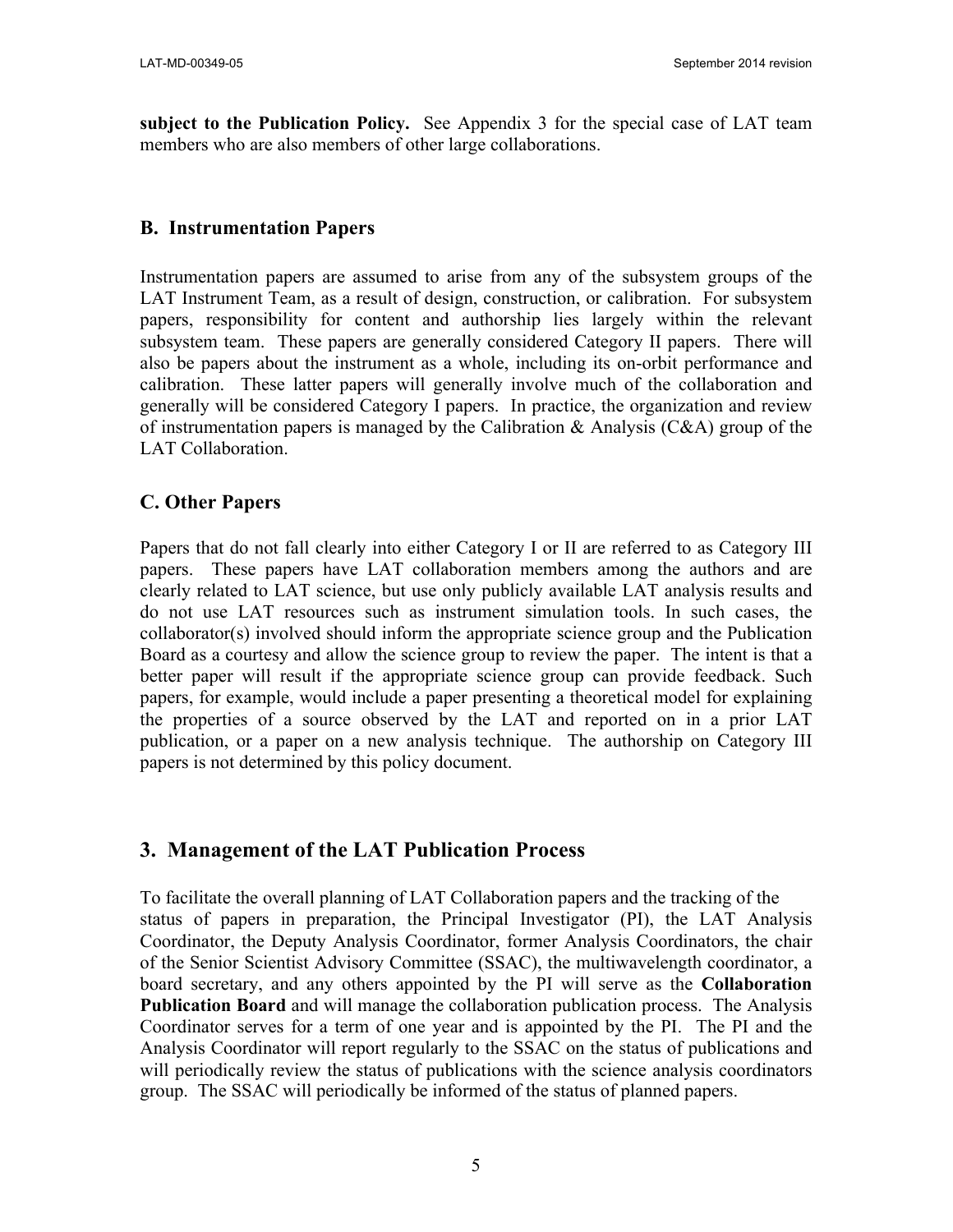**subject to the Publication Policy.** See Appendix 3 for the special case of LAT team members who are also members of other large collaborations.

### B. Instrumentation Papers

Instrumentation papers are assumed to arise from any of the subsystem groups of the LAT Instrument Team, as a result of design, construction, or calibration. For subsystem papers, responsibility for content and authorship lies largely within the relevant subsystem team. These papers are generally considered Category II papers. There will also be papers about the instrument as a whole, including its on-orbit performance and calibration. These latter papers will generally involve much of the collaboration and generally will be considered Category I papers. In practice, the organization and review of instrumentation papers is managed by the Calibration & Analysis (C&A) group of the LAT Collaboration.

### C. Other Papers

Papers that do not fall clearly into either Category I or II are referred to as Category III papers. These papers have LAT collaboration members among the authors and are clearly related to LAT science, but use only publicly available LAT analysis results and do not use LAT resources such as instrument simulation tools. In such cases, the collaborator(s) involved should inform the appropriate science group and the Publication Board as a courtesy and allow the science group to review the paper. The intent is that a better paper will result if the appropriate science group can provide feedback. Such papers, for example, would include a paper presenting a theoretical model for explaining the properties of a source observed by the LAT and reported on in a prior LAT publication, or a paper on a new analysis technique. The authorship on Category III papers is not determined by this policy document.

## 3. Management of the LAT Publication Process

To facilitate the overall planning of LAT Collaboration papers and the tracking of the status of papers in preparation, the Principal Investigator (PI), the LAT Analysis Coordinator, the Deputy Analysis Coordinator, former Analysis Coordinators, the chair of the Senior Scientist Advisory Committee (SSAC), the multiwavelength coordinator, a board secretary, and any others appointed by the PI will serve as the **Collaboration Publication Board** and will manage the collaboration publication process. The Analysis Coordinator serves for a term of one year and is appointed by the PI. The PI and the Analysis Coordinator will report regularly to the SSAC on the status of publications and will periodically review the status of publications with the science analysis coordinators group. The SSAC will periodically be informed of the status of planned papers.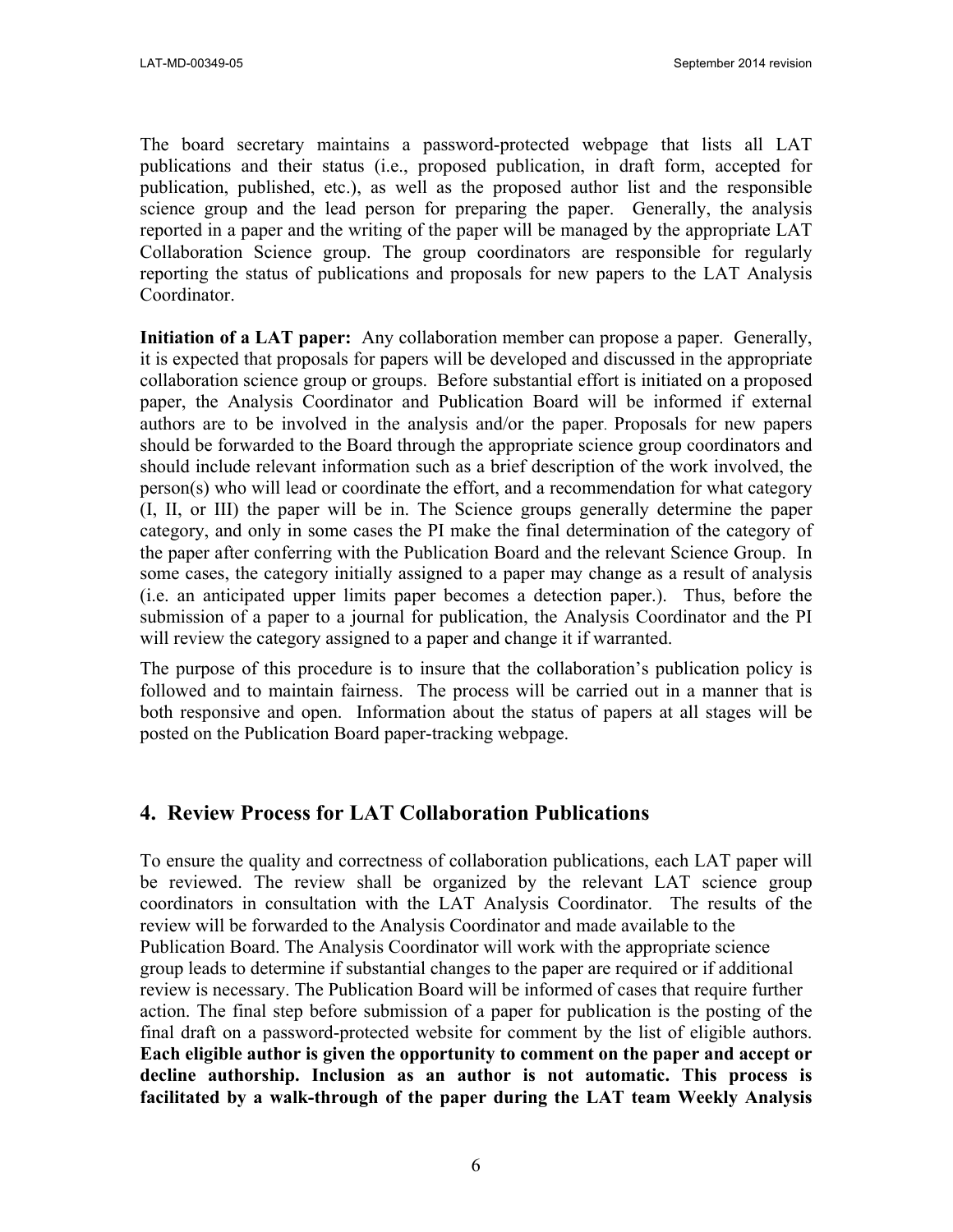The board secretary maintains a password-protected webpage that lists all LAT publications and their status (i.e., proposed publication, in draft form, accepted for publication, published, etc.), as well as the proposed author list and the responsible science group and the lead person for preparing the paper. Generally, the analysis reported in a paper and the writing of the paper will be managed by the appropriate LAT Collaboration Science group. The group coordinators are responsible for regularly reporting the status of publications and proposals for new papers to the LAT Analysis Coordinator.

**Initiation of a LAT paper:** Any collaboration member can propose a paper. Generally, it is expected that proposals for papers will be developed and discussed in the appropriate collaboration science group or groups. Before substantial effort is initiated on a proposed paper, the Analysis Coordinator and Publication Board will be informed if external authors are to be involved in the analysis and/or the paper. Proposals for new papers should be forwarded to the Board through the appropriate science group coordinators and should include relevant information such as a brief description of the work involved, the person(s) who will lead or coordinate the effort, and a recommendation for what category (I, II, or III) the paper will be in. The Science groups generally determine the paper category, and only in some cases the PI make the final determination of the category of the paper after conferring with the Publication Board and the relevant Science Group. In some cases, the category initially assigned to a paper may change as a result of analysis (i.e. an anticipated upper limits paper becomes a detection paper.). Thus, before the submission of a paper to a journal for publication, the Analysis Coordinator and the PI will review the category assigned to a paper and change it if warranted.

The purpose of this procedure is to insure that the collaboration's publication policy is followed and to maintain fairness. The process will be carried out in a manner that is both responsive and open. Information about the status of papers at all stages will be posted on the Publication Board paper-tracking webpage.

## 4. Review Process for LAT Collaboration Publications

To ensure the quality and correctness of collaboration publications, each LAT paper will be reviewed. The review shall be organized by the relevant LAT science group coordinators in consultation with the LAT Analysis Coordinator. The results of the review will be forwarded to the Analysis Coordinator and made available to the Publication Board. The Analysis Coordinator will work with the appropriate science group leads to determine if substantial changes to the paper are required or if additional review is necessary. The Publication Board will be informed of cases that require further action. The final step before submission of a paper for publication is the posting of the final draft on a password-protected website for comment by the list of eligible authors. **Each eligible author is given the opportunity to comment on the paper and accept or decline authorship. Inclusion as an author is not automatic. This process is facilitated by a walk-through of the paper during the LAT team Weekly Analysis**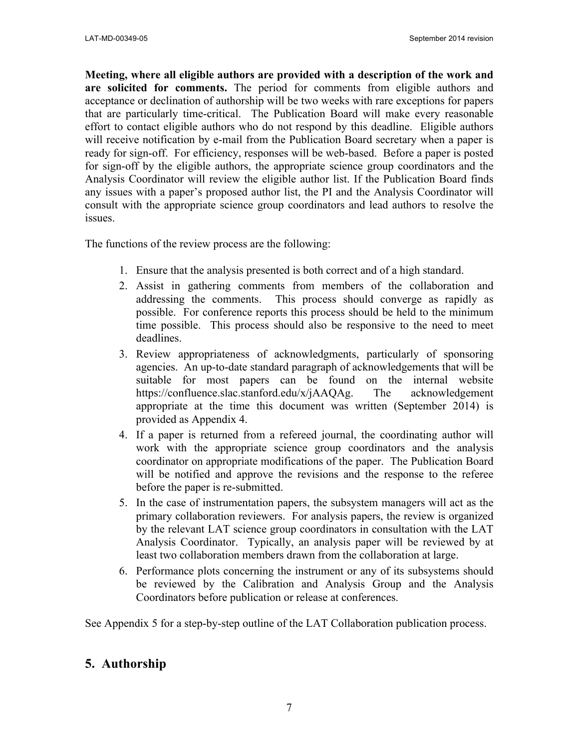**Meeting, where all eligible authors are provided with a description of the work and are solicited for comments.** The period for comments from eligible authors and acceptance or declination of authorship will be two weeks with rare exceptions for papers that are particularly time-critical. The Publication Board will make every reasonable effort to contact eligible authors who do not respond by this deadline. Eligible authors will receive notification by e-mail from the Publication Board secretary when a paper is ready for sign-off. For efficiency, responses will be web-based. Before a paper is posted for sign-off by the eligible authors, the appropriate science group coordinators and the Analysis Coordinator will review the eligible author list. If the Publication Board finds any issues with a paper's proposed author list, the PI and the Analysis Coordinator will consult with the appropriate science group coordinators and lead authors to resolve the issues.

The functions of the review process are the following:

1. Ensure that the analysis presented is both correct and of a high standard.
2. Assist in gathering comments from members of the collaboration and addressing the comments. This process should converge as rapidly as possible. For conference reports this process should be held to the minimum time possible. This process should also be responsive to the need to meet deadlines.
3. Review appropriateness of acknowledgments, particularly of sponsoring agencies. An up-to-date standard paragraph of acknowledgements that will be suitable for most papers can be found on the internal website https://confluence.slac.stanford.edu/x/jAAQAg. The acknowledgement appropriate at the time this document was written (September 2014) is provided as Appendix 4.
4. If a paper is returned from a refereed journal, the coordinating author will work with the appropriate science group coordinators and the analysis coordinator on appropriate modifications of the paper. The Publication Board will be notified and approve the revisions and the response to the referee before the paper is re-submitted.
5. In the case of instrumentation papers, the subsystem managers will act as the primary collaboration reviewers. For analysis papers, the review is organized by the relevant LAT science group coordinators in consultation with the LAT Analysis Coordinator. Typically, an analysis paper will be reviewed by at least two collaboration members drawn from the collaboration at large.
6. Performance plots concerning the instrument or any of its subsystems should be reviewed by the Calibration and Analysis Group and the Analysis Coordinators before publication or release at conferences.

See Appendix 5 for a step-by-step outline of the LAT Collaboration publication process.

## 5. Authorship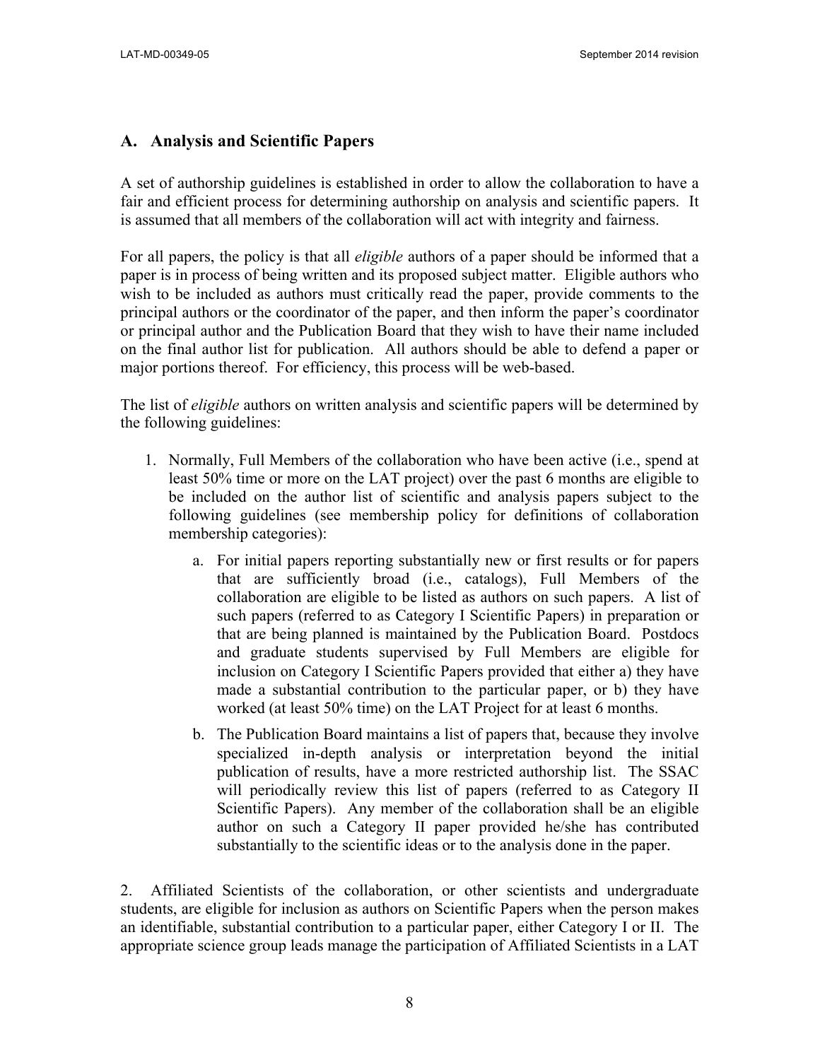## A. Analysis and Scientific Papers

A set of authorship guidelines is established in order to allow the collaboration to have a fair and efficient process for determining authorship on analysis and scientific papers. It is assumed that all members of the collaboration will act with integrity and fairness.

For all papers, the policy is that all *eligible* authors of a paper should be informed that a paper is in process of being written and its proposed subject matter. Eligible authors who wish to be included as authors must critically read the paper, provide comments to the principal authors or the coordinator of the paper, and then inform the paper's coordinator or principal author and the Publication Board that they wish to have their name included on the final author list for publication. All authors should be able to defend a paper or major portions thereof. For efficiency, this process will be web-based.

The list of *eligible* authors on written analysis and scientific papers will be determined by the following guidelines:

1. Normally, Full Members of the collaboration who have been active (i.e., spend at least 50% time or more on the LAT project) over the past 6 months are eligible to be included on the author list of scientific and analysis papers subject to the following guidelines (see membership policy for definitions of collaboration membership categories):
    a. For initial papers reporting substantially new or first results or for papers that are sufficiently broad (i.e., catalogs), Full Members of the collaboration are eligible to be listed as authors on such papers. A list of such papers (referred to as Category I Scientific Papers) in preparation or that are being planned is maintained by the Publication Board. Postdocs and graduate students supervised by Full Members are eligible for inclusion on Category I Scientific Papers provided that either a) they have made a substantial contribution to the particular paper, or b) they have worked (at least 50% time) on the LAT Project for at least 6 months.
    b. The Publication Board maintains a list of papers that, because they involve specialized in-depth analysis or interpretation beyond the initial publication of results, have a more restricted authorship list. The SSAC will periodically review this list of papers (referred to as Category II Scientific Papers). Any member of the collaboration shall be an eligible author on such a Category II paper provided he/she has contributed substantially to the scientific ideas or to the analysis done in the paper.

2. Affiliated Scientists of the collaboration, or other scientists and undergraduate students, are eligible for inclusion as authors on Scientific Papers when the person makes an identifiable, substantial contribution to a particular paper, either Category I or II. The appropriate science group leads manage the participation of Affiliated Scientists in a LAT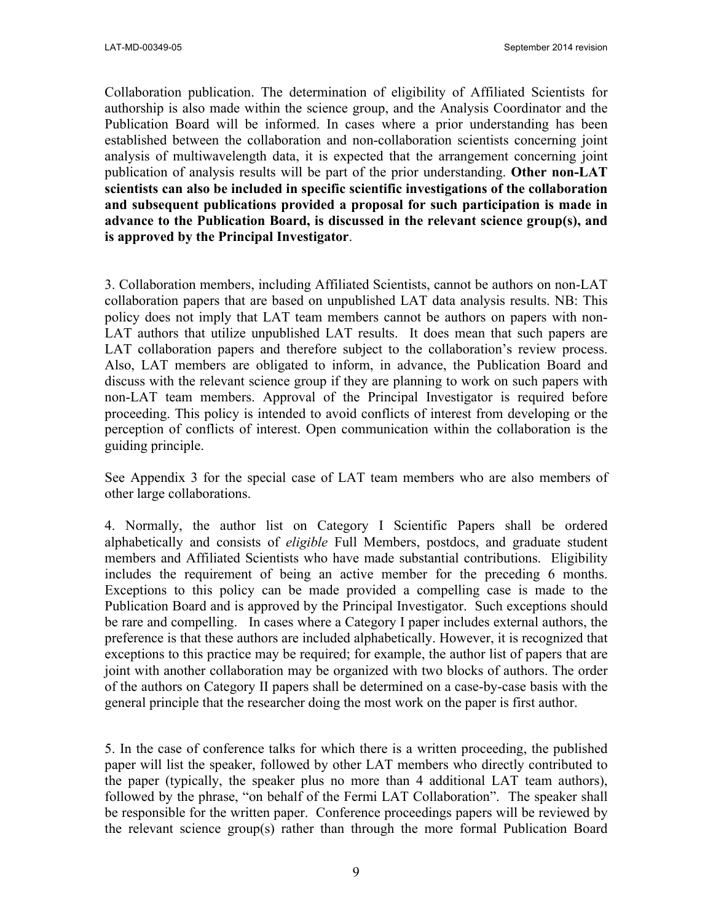Collaboration publication. The determination of eligibility of Affiliated Scientists for authorship is also made within the science group, and the Analysis Coordinator and the Publication Board will be informed. In cases where a prior understanding has been established between the collaboration and non-collaboration scientists concerning joint analysis of multiwavelength data, it is expected that the arrangement concerning joint publication of analysis results will be part of the prior understanding. **Other non-LAT scientists can also be included in specific scientific investigations of the collaboration and subsequent publications provided a proposal for such participation is made in advance to the Publication Board, is discussed in the relevant science group(s), and is approved by the Principal Investigator**.

3. Collaboration members, including Affiliated Scientists, cannot be authors on non-LAT collaboration papers that are based on unpublished LAT data analysis results. NB: This policy does not imply that LAT team members cannot be authors on papers with non-LAT authors that utilize unpublished LAT results. It does mean that such papers are LAT collaboration papers and therefore subject to the collaboration's review process. Also, LAT members are obligated to inform, in advance, the Publication Board and discuss with the relevant science group if they are planning to work on such papers with non-LAT team members. Approval of the Principal Investigator is required before proceeding. This policy is intended to avoid conflicts of interest from developing or the perception of conflicts of interest. Open communication within the collaboration is the guiding principle.

See Appendix 3 for the special case of LAT team members who are also members of other large collaborations.

4. Normally, the author list on Category I Scientific Papers shall be ordered alphabetically and consists of *eligible* Full Members, postdocs, and graduate student members and Affiliated Scientists who have made substantial contributions. Eligibility includes the requirement of being an active member for the preceding 6 months. Exceptions to this policy can be made provided a compelling case is made to the Publication Board and is approved by the Principal Investigator. Such exceptions should be rare and compelling. In cases where a Category I paper includes external authors, the preference is that these authors are included alphabetically. However, it is recognized that exceptions to this practice may be required; for example, the author list of papers that are joint with another collaboration may be organized with two blocks of authors. The order of the authors on Category II papers shall be determined on a case-by-case basis with the general principle that the researcher doing the most work on the paper is first author.

5. In the case of conference talks for which there is a written proceeding, the published paper will list the speaker, followed by other LAT members who directly contributed to the paper (typically, the speaker plus no more than 4 additional LAT team authors), followed by the phrase, "on behalf of the Fermi LAT Collaboration". The speaker shall be responsible for the written paper. Conference proceedings papers will be reviewed by the relevant science group(s) rather than through the more formal Publication Board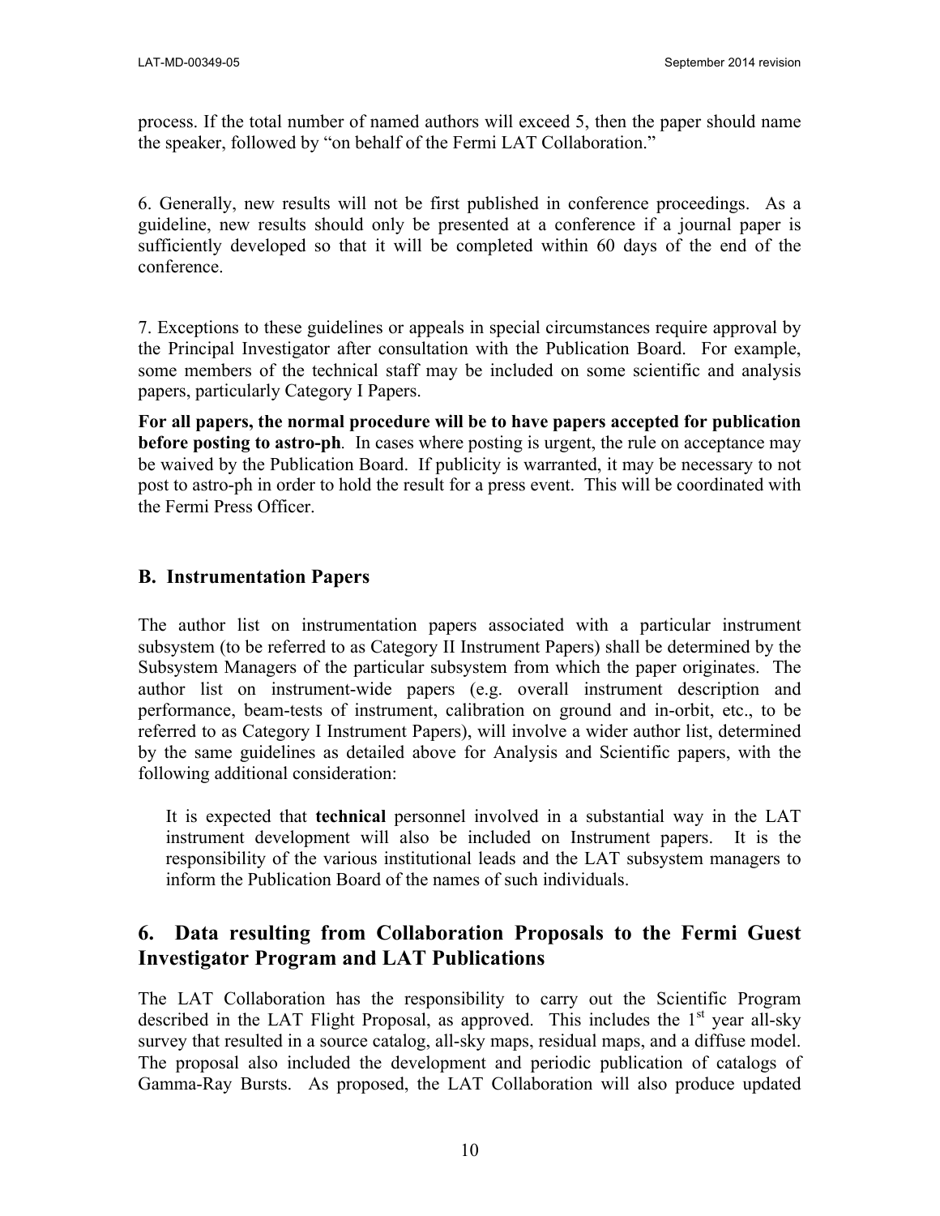process. If the total number of named authors will exceed 5, then the paper should name the speaker, followed by "on behalf of the Fermi LAT Collaboration."

6. Generally, new results will not be first published in conference proceedings. As a guideline, new results should only be presented at a conference if a journal paper is sufficiently developed so that it will be completed within 60 days of the end of the conference.

7. Exceptions to these guidelines or appeals in special circumstances require approval by the Principal Investigator after consultation with the Publication Board. For example, some members of the technical staff may be included on some scientific and analysis papers, particularly Category I Papers.

**For all papers, the normal procedure will be to have papers accepted for publication before posting to astro-ph**. In cases where posting is urgent, the rule on acceptance may be waived by the Publication Board. If publicity is warranted, it may be necessary to not post to astro-ph in order to hold the result for a press event. This will be coordinated with the Fermi Press Officer.

### B. Instrumentation Papers

The author list on instrumentation papers associated with a particular instrument subsystem (to be referred to as Category II Instrument Papers) shall be determined by the Subsystem Managers of the particular subsystem from which the paper originates. The author list on instrument-wide papers (e.g. overall instrument description and performance, beam-tests of instrument, calibration on ground and in-orbit, etc., to be referred to as Category I Instrument Papers), will involve a wider author list, determined by the same guidelines as detailed above for Analysis and Scientific papers, with the following additional consideration:

> It is expected that **technical** personnel involved in a substantial way in the LAT instrument development will also be included on Instrument papers. It is the responsibility of the various institutional leads and the LAT subsystem managers to inform the Publication Board of the names of such individuals.

## 6. Data resulting from Collaboration Proposals to the Fermi Guest Investigator Program and LAT Publications

The LAT Collaboration has the responsibility to carry out the Scientific Program described in the LAT Flight Proposal, as approved. This includes the 1st year all-sky survey that resulted in a source catalog, all-sky maps, residual maps, and a diffuse model. The proposal also included the development and periodic publication of catalogs of Gamma-Ray Bursts. As proposed, the LAT Collaboration will also produce updated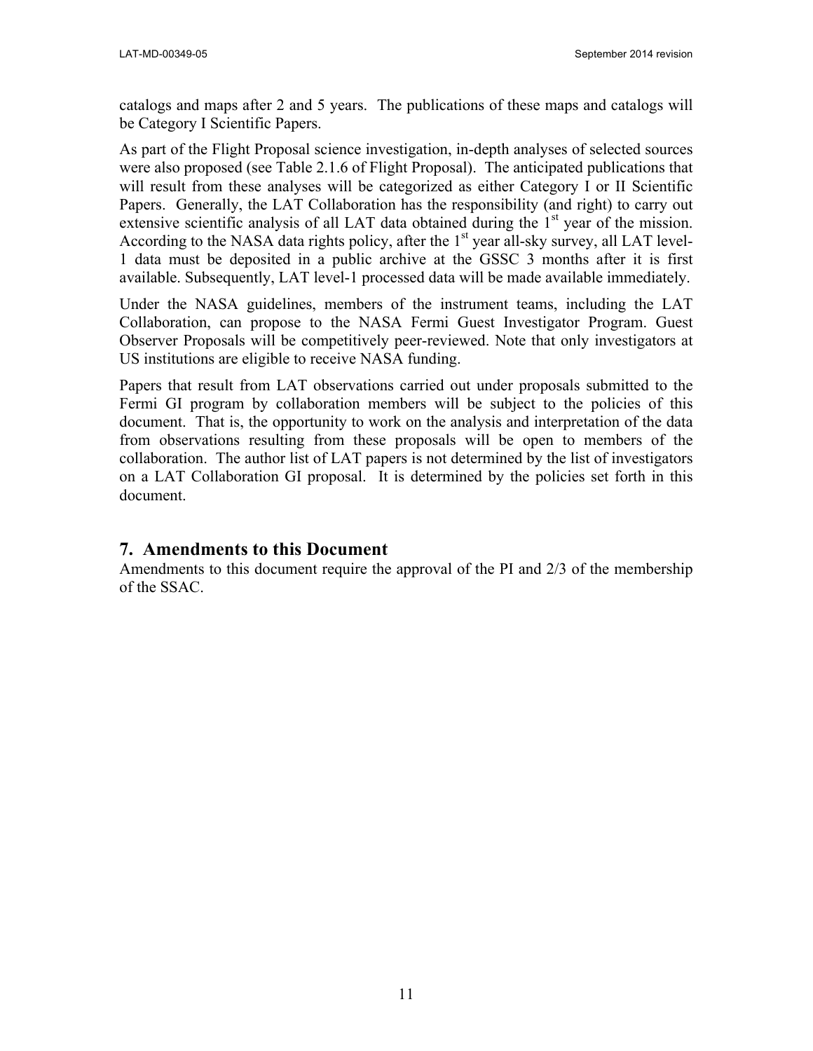catalogs and maps after 2 and 5 years. The publications of these maps and catalogs will be Category I Scientific Papers.

As part of the Flight Proposal science investigation, in-depth analyses of selected sources were also proposed (see Table 2.1.6 of Flight Proposal). The anticipated publications that will result from these analyses will be categorized as either Category I or II Scientific Papers. Generally, the LAT Collaboration has the responsibility (and right) to carry out extensive scientific analysis of all LAT data obtained during the 1st year of the mission. According to the NASA data rights policy, after the 1st year all-sky survey, all LAT level-1 data must be deposited in a public archive at the GSSC 3 months after it is first available. Subsequently, LAT level-1 processed data will be made available immediately.

Under the NASA guidelines, members of the instrument teams, including the LAT Collaboration, can propose to the NASA Fermi Guest Investigator Program. Guest Observer Proposals will be competitively peer-reviewed. Note that only investigators at US institutions are eligible to receive NASA funding.

Papers that result from LAT observations carried out under proposals submitted to the Fermi GI program by collaboration members will be subject to the policies of this document. That is, the opportunity to work on the analysis and interpretation of the data from observations resulting from these proposals will be open to members of the collaboration. The author list of LAT papers is not determined by the list of investigators on a LAT Collaboration GI proposal. It is determined by the policies set forth in this document.

## 7. Amendments to this Document

Amendments to this document require the approval of the PI and 2/3 of the membership of the SSAC.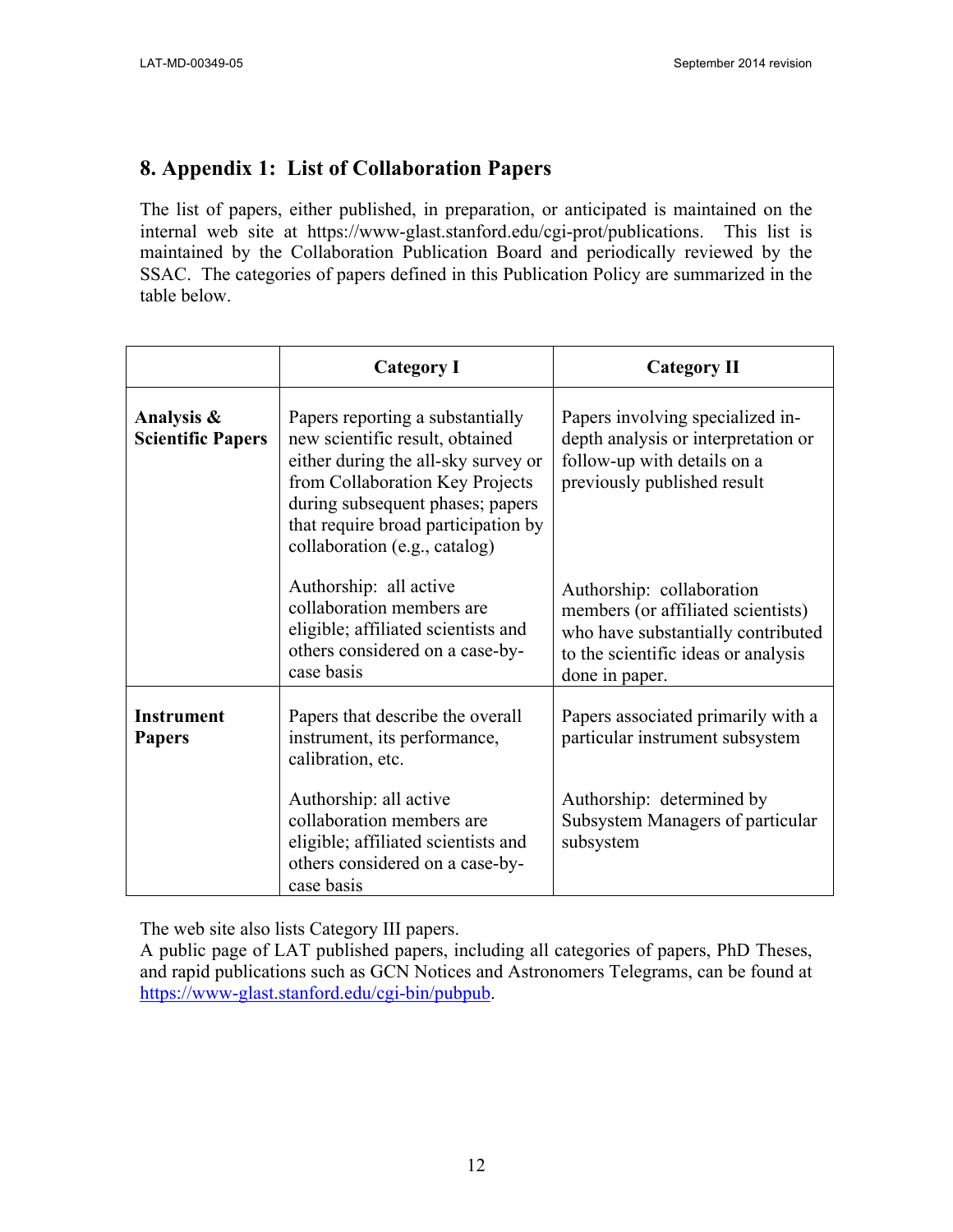## 8. Appendix 1: List of Collaboration Papers

The list of papers, either published, in preparation, or anticipated is maintained on the internal web site at https://www-glast.stanford.edu/cgi-prot/publications. This list is maintained by the Collaboration Publication Board and periodically reviewed by the SSAC. The categories of papers defined in this Publication Policy are summarized in the table below.

| | **Category I** | **Category II** |
|---|---|---|
| **Analysis & Scientific Papers** | Papers reporting a substantially new scientific result, obtained either during the all-sky survey or from Collaboration Key Projects during subsequent phases; papers that require broad participation by collaboration (e.g., catalog)<br><br>Authorship: all active collaboration members are eligible; affiliated scientists and others considered on a case-by-case basis | Papers involving specialized in-depth analysis or interpretation or follow-up with details on a previously published result<br><br>Authorship: collaboration members (or affiliated scientists) who have substantially contributed to the scientific ideas or analysis done in paper. |
| **Instrument Papers** | Papers that describe the overall instrument, its performance, calibration, etc.<br><br>Authorship: all active collaboration members are eligible; affiliated scientists and others considered on a case-by-case basis | Papers associated primarily with a particular instrument subsystem<br><br>Authorship: determined by Subsystem Managers of particular subsystem |

The web site also lists Category III papers.
A public page of LAT published papers, including all categories of papers, PhD Theses, and rapid publications such as GCN Notices and Astronomers Telegrams, can be found at https://www-glast.stanford.edu/cgi-bin/pubpub.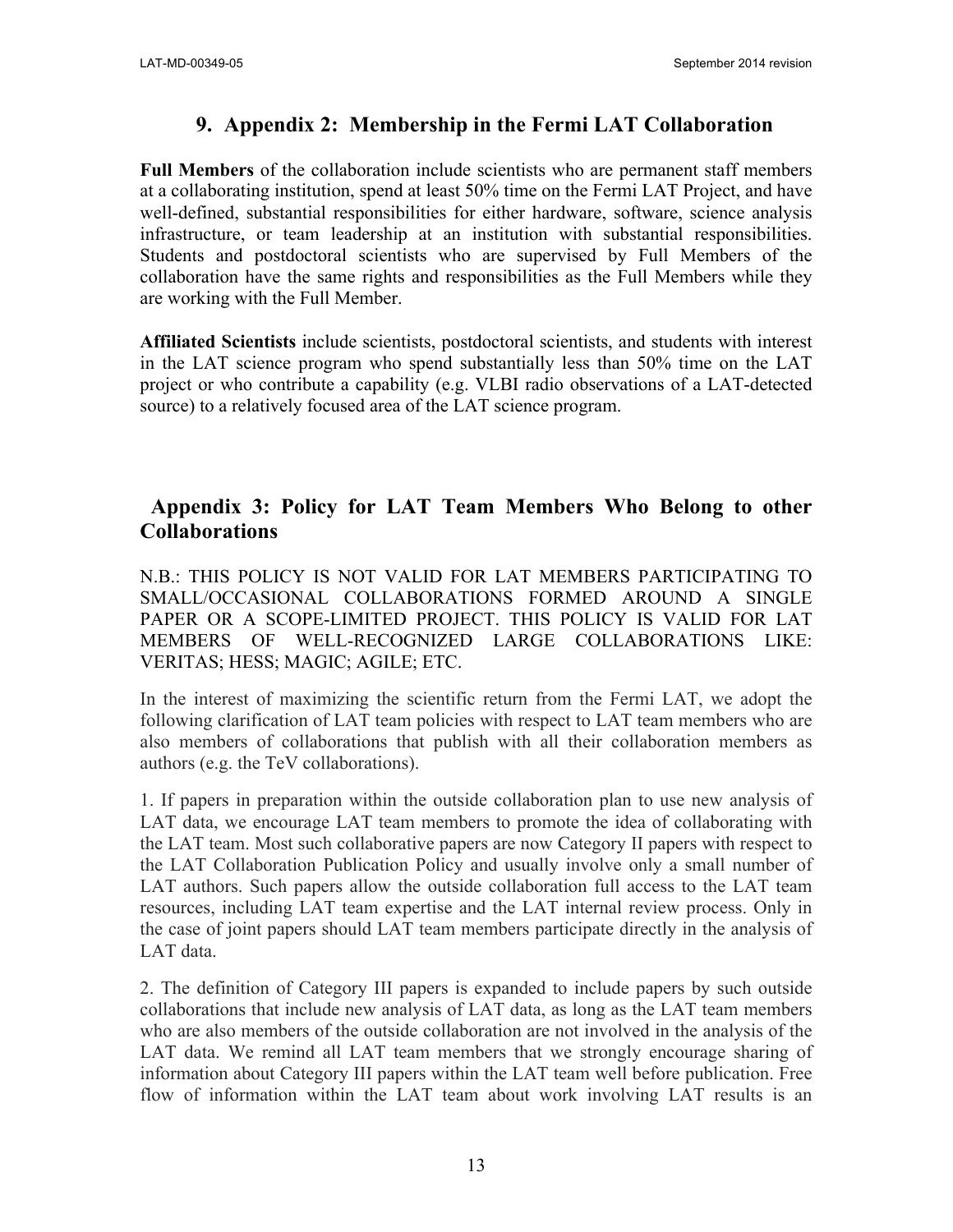## 9. Appendix 2: Membership in the Fermi LAT Collaboration

**Full Members** of the collaboration include scientists who are permanent staff members at a collaborating institution, spend at least 50% time on the Fermi LAT Project, and have well-defined, substantial responsibilities for either hardware, software, science analysis infrastructure, or team leadership at an institution with substantial responsibilities. Students and postdoctoral scientists who are supervised by Full Members of the collaboration have the same rights and responsibilities as the Full Members while they are working with the Full Member.

**Affiliated Scientists** include scientists, postdoctoral scientists, and students with interest in the LAT science program who spend substantially less than 50% time on the LAT project or who contribute a capability (e.g. VLBI radio observations of a LAT-detected source) to a relatively focused area of the LAT science program.

## Appendix 3: Policy for LAT Team Members Who Belong to other Collaborations

N.B.: THIS POLICY IS NOT VALID FOR LAT MEMBERS PARTICIPATING TO SMALL/OCCASIONAL COLLABORATIONS FORMED AROUND A SINGLE PAPER OR A SCOPE-LIMITED PROJECT. THIS POLICY IS VALID FOR LAT MEMBERS OF WELL-RECOGNIZED LARGE COLLABORATIONS LIKE: VERITAS; HESS; MAGIC; AGILE; ETC.

In the interest of maximizing the scientific return from the Fermi LAT, we adopt the following clarification of LAT team policies with respect to LAT team members who are also members of collaborations that publish with all their collaboration members as authors (e.g. the TeV collaborations).

1. If papers in preparation within the outside collaboration plan to use new analysis of LAT data, we encourage LAT team members to promote the idea of collaborating with the LAT team. Most such collaborative papers are now Category II papers with respect to the LAT Collaboration Publication Policy and usually involve only a small number of LAT authors. Such papers allow the outside collaboration full access to the LAT team resources, including LAT team expertise and the LAT internal review process. Only in the case of joint papers should LAT team members participate directly in the analysis of LAT data.

2. The definition of Category III papers is expanded to include papers by such outside collaborations that include new analysis of LAT data, as long as the LAT team members who are also members of the outside collaboration are not involved in the analysis of the LAT data. We remind all LAT team members that we strongly encourage sharing of information about Category III papers within the LAT team well before publication. Free flow of information within the LAT team about work involving LAT results is an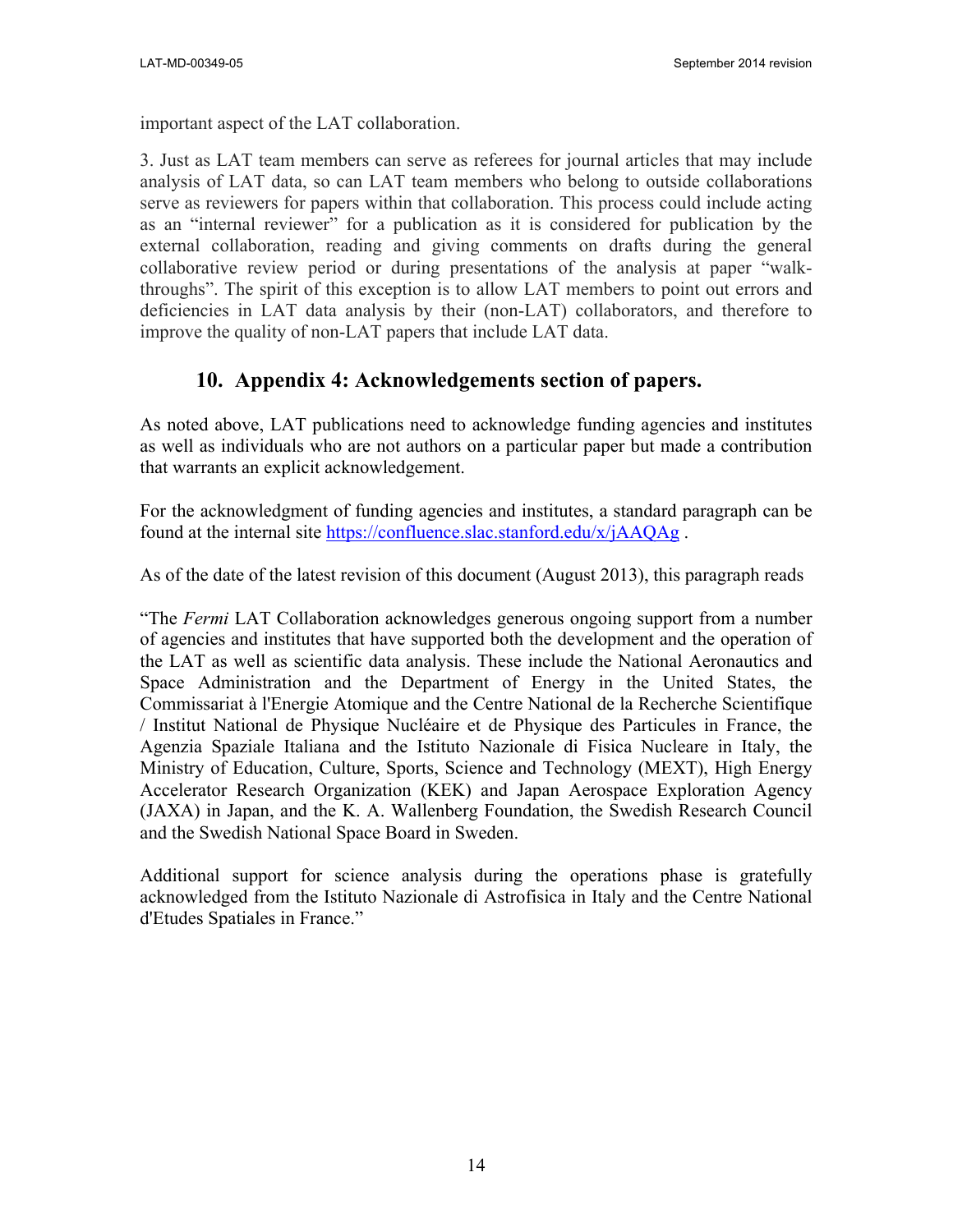important aspect of the LAT collaboration.

3. Just as LAT team members can serve as referees for journal articles that may include analysis of LAT data, so can LAT team members who belong to outside collaborations serve as reviewers for papers within that collaboration. This process could include acting as an "internal reviewer" for a publication as it is considered for publication by the external collaboration, reading and giving comments on drafts during the general collaborative review period or during presentations of the analysis at paper "walk-throughs". The spirit of this exception is to allow LAT members to point out errors and deficiencies in LAT data analysis by their (non-LAT) collaborators, and therefore to improve the quality of non-LAT papers that include LAT data.

## 10. Appendix 4: Acknowledgements section of papers.

As noted above, LAT publications need to acknowledge funding agencies and institutes as well as individuals who are not authors on a particular paper but made a contribution that warrants an explicit acknowledgement.

For the acknowledgment of funding agencies and institutes, a standard paragraph can be found at the internal site https://confluence.slac.stanford.edu/x/jAAQAg .

As of the date of the latest revision of this document (August 2013), this paragraph reads

"The *Fermi* LAT Collaboration acknowledges generous ongoing support from a number of agencies and institutes that have supported both the development and the operation of the LAT as well as scientific data analysis. These include the National Aeronautics and Space Administration and the Department of Energy in the United States, the Commissariat à l'Energie Atomique and the Centre National de la Recherche Scientifique / Institut National de Physique Nucléaire et de Physique des Particules in France, the Agenzia Spaziale Italiana and the Istituto Nazionale di Fisica Nucleare in Italy, the Ministry of Education, Culture, Sports, Science and Technology (MEXT), High Energy Accelerator Research Organization (KEK) and Japan Aerospace Exploration Agency (JAXA) in Japan, and the K. A. Wallenberg Foundation, the Swedish Research Council and the Swedish National Space Board in Sweden.

Additional support for science analysis during the operations phase is gratefully acknowledged from the Istituto Nazionale di Astrofisica in Italy and the Centre National d'Etudes Spatiales in France."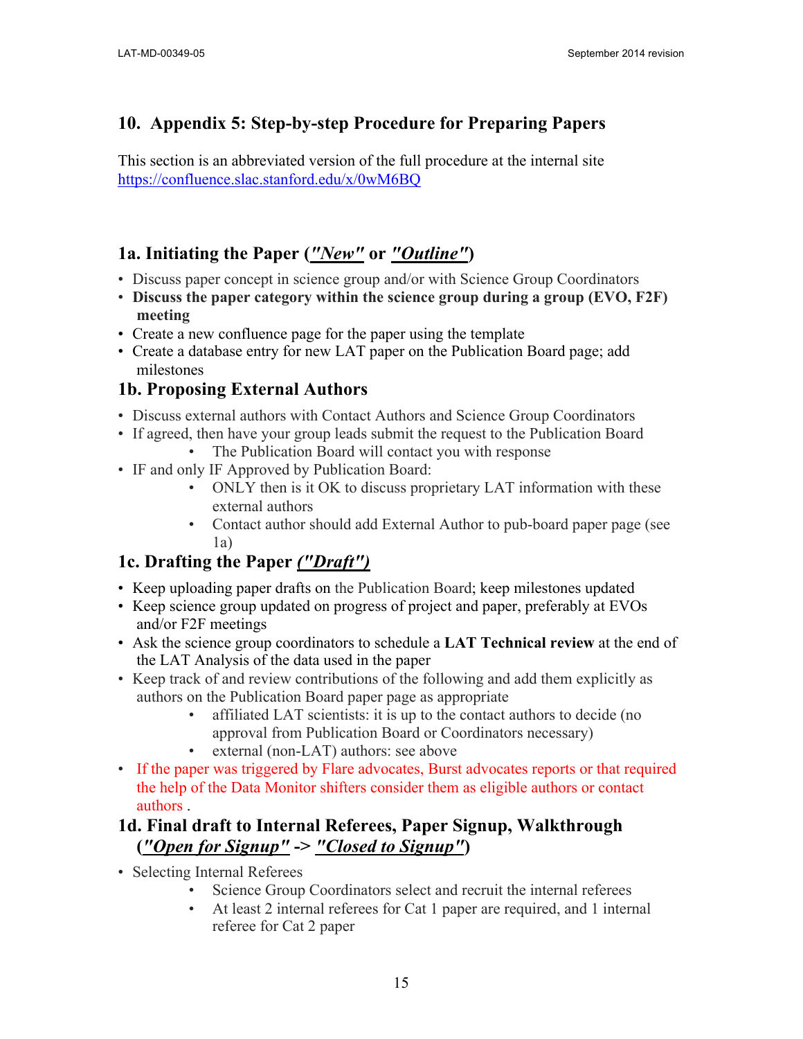# 10. Appendix 5: Step-by-step Procedure for Preparing Papers

This section is an abbreviated version of the full procedure at the internal site https://confluence.slac.stanford.edu/x/0wM6BQ

## 1a. Initiating the Paper (***"New"*** or ***"Outline"***)

- Discuss paper concept in science group and/or with Science Group Coordinators
- **Discuss the paper category within the science group during a group (EVO, F2F) meeting**
- Create a new confluence page for the paper using the template
- Create a database entry for new LAT paper on the Publication Board page; add milestones

## 1b. Proposing External Authors

- Discuss external authors with Contact Authors and Science Group Coordinators
- If agreed, then have your group leads submit the request to the Publication Board
    - The Publication Board will contact you with response
- IF and only IF Approved by Publication Board:
    - ONLY then is it OK to discuss proprietary LAT information with these external authors
    - Contact author should add External Author to pub-board paper page (see 1a)

## 1c. Drafting the Paper ***("Draft")***

- Keep uploading paper drafts on the Publication Board; keep milestones updated
- Keep science group updated on progress of project and paper, preferably at EVOs and/or F2F meetings
- Ask the science group coordinators to schedule a **LAT Technical review** at the end of the LAT Analysis of the data used in the paper
- Keep track of and review contributions of the following and add them explicitly as authors on the Publication Board paper page as appropriate
    - affiliated LAT scientists: it is up to the contact authors to decide (no approval from Publication Board or Coordinators necessary)
    - external (non-LAT) authors: see above
- If the paper was triggered by Flare advocates, Burst advocates reports or that required the help of the Data Monitor shifters consider them as eligible authors or contact authors .

## 1d. Final draft to Internal Referees, Paper Signup, Walkthrough (***"Open for Signup"*** -> ***"Closed to Signup"***)

- Selecting Internal Referees
    - Science Group Coordinators select and recruit the internal referees
    - At least 2 internal referees for Cat 1 paper are required, and 1 internal referee for Cat 2 paper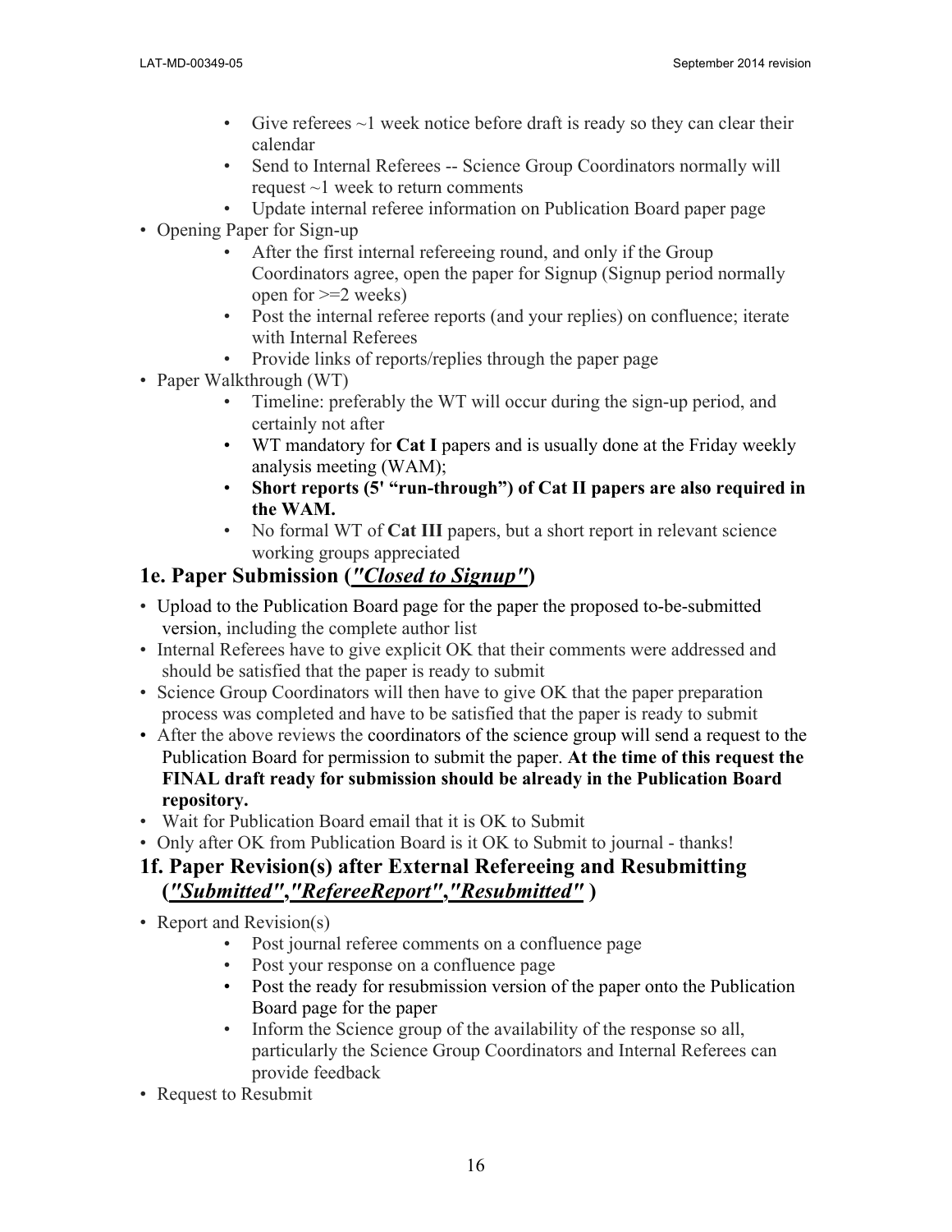- Give referees ~1 week notice before draft is ready so they can clear their calendar
- Send to Internal Referees -- Science Group Coordinators normally will request ~1 week to return comments
- Update internal referee information on Publication Board paper page

- Opening Paper for Sign-up
  - After the first internal refereeing round, and only if the Group Coordinators agree, open the paper for Signup (Signup period normally open for >=2 weeks)
  - Post the internal referee reports (and your replies) on confluence; iterate with Internal Referees
  - Provide links of reports/replies through the paper page
- Paper Walkthrough (WT)
  - Timeline: preferably the WT will occur during the sign-up period, and certainly not after
  - WT mandatory for **Cat I** papers and is usually done at the Friday weekly analysis meeting (WAM);
  - **Short reports (5' "run-through") of Cat II papers are also required in the WAM.**
  - No formal WT of **Cat III** papers, but a short report in relevant science working groups appreciated

## 1e. Paper Submission (*<u>"Closed to Signup"</u>*)

- Upload to the Publication Board page for the paper the proposed to-be-submitted version, including the complete author list
- Internal Referees have to give explicit OK that their comments were addressed and should be satisfied that the paper is ready to submit
- Science Group Coordinators will then have to give OK that the paper preparation process was completed and have to be satisfied that the paper is ready to submit
- After the above reviews the coordinators of the science group will send a request to the Publication Board for permission to submit the paper. **At the time of this request the FINAL draft ready for submission should be already in the Publication Board repository.**
- Wait for Publication Board email that it is OK to Submit
- Only after OK from Publication Board is it OK to Submit to journal - thanks!

## 1f. Paper Revision(s) after External Refereeing and Resubmitting (*<u>"Submitted"</u>*,*<u>"RefereeReport"</u>*,*<u>"Resubmitted"</u>* )

- Report and Revision(s)
  - Post journal referee comments on a confluence page
  - Post your response on a confluence page
  - Post the ready for resubmission version of the paper onto the Publication Board page for the paper
  - Inform the Science group of the availability of the response so all, particularly the Science Group Coordinators and Internal Referees can provide feedback
- Request to Resubmit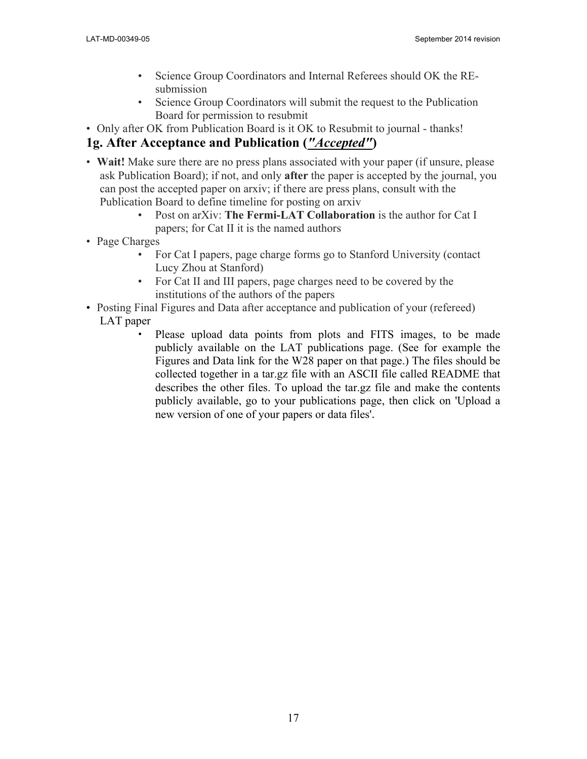- Science Group Coordinators and Internal Referees should OK the RE-submission
    - Science Group Coordinators will submit the request to the Publication Board for permission to resubmit
- Only after OK from Publication Board is it OK to Resubmit to journal - thanks!

## 1g. After Acceptance and Publication (*"Accepted"*)

- **Wait!** Make sure there are no press plans associated with your paper (if unsure, please ask Publication Board); if not, and only **after** the paper is accepted by the journal, you can post the accepted paper on arxiv; if there are press plans, consult with the Publication Board to define timeline for posting on arxiv
    - Post on arXiv: **The Fermi-LAT Collaboration** is the author for Cat I papers; for Cat II it is the named authors
- Page Charges
    - For Cat I papers, page charge forms go to Stanford University (contact Lucy Zhou at Stanford)
    - For Cat II and III papers, page charges need to be covered by the institutions of the authors of the papers
- Posting Final Figures and Data after acceptance and publication of your (refereed) LAT paper
    - Please upload data points from plots and FITS images, to be made publicly available on the LAT publications page. (See for example the Figures and Data link for the W28 paper on that page.) The files should be collected together in a tar.gz file with an ASCII file called README that describes the other files. To upload the tar.gz file and make the contents publicly available, go to your publications page, then click on 'Upload a new version of one of your papers or data files'.